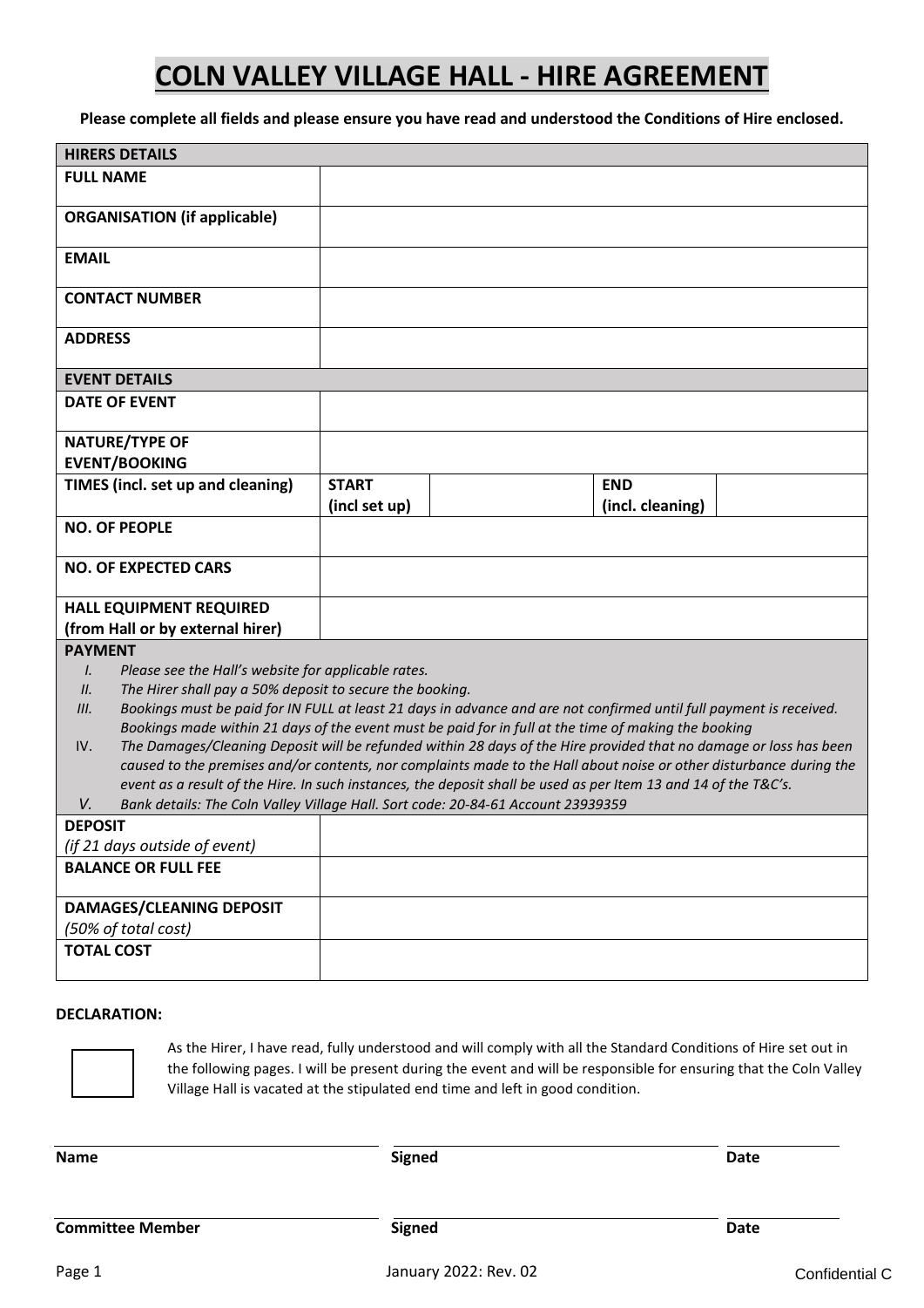# COLN VALLEY VILLAGE HALL - HIRE AGREEMENT

**Please complete all fields and please ensure you have read and understood the Conditions of Hire enclosed.**

| **HIRERS DETAILS** | | | | |
|---|---|---|---|---|
| **FULL NAME** | | | | |
| **ORGANISATION (if applicable)** | | | | |
| **EMAIL** | | | | |
| **CONTACT NUMBER** | | | | |
| **ADDRESS** | | | | |
| **EVENT DETAILS** | | | | |
| **DATE OF EVENT** | | | | |
| **NATURE/TYPE OF EVENT/BOOKING** | | | | |
| **TIMES (incl. set up and cleaning)** | **START (incl set up)** | | **END (incl. cleaning)** | |
| **NO. OF PEOPLE** | | | | |
| **NO. OF EXPECTED CARS** | | | | |
| **HALL EQUIPMENT REQUIRED (from Hall or by external hirer)** | | | | |

**PAYMENT**

- I. *Please see the Hall's website for applicable rates.*
- II. *The Hirer shall pay a 50% deposit to secure the booking.*
- III. *Bookings must be paid for IN FULL at least 21 days in advance and are not confirmed until full payment is received. Bookings made within 21 days of the event must be paid for in full at the time of making the booking*
- IV. *The Damages/Cleaning Deposit will be refunded within 28 days of the Hire provided that no damage or loss has been caused to the premises and/or contents, nor complaints made to the Hall about noise or other disturbance during the event as a result of the Hire. In such instances, the deposit shall be used as per Item 13 and 14 of the T&C's.*
- V. *Bank details: The Coln Valley Village Hall. Sort code: 20-84-61 Account 23939359*

| | |
|---|---|
| **DEPOSIT** *(if 21 days outside of event)* | |
| **BALANCE OR FULL FEE** | |
| **DAMAGES/CLEANING DEPOSIT** *(50% of total cost)* | |
| **TOTAL COST** | |

**DECLARATION:**

☐ As the Hirer, I have read, fully understood and will comply with all the Standard Conditions of Hire set out in the following pages. I will be present during the event and will be responsible for ensuring that the Coln Valley Village Hall is vacated at the stipulated end time and left in good condition.

| **Name** | **Signed** | **Date** |
|---|---|---|
| | | |

| **Committee Member** | **Signed** | **Date** |
|---|---|---|
| | | |

January 2022: Rev. 02

Confidential C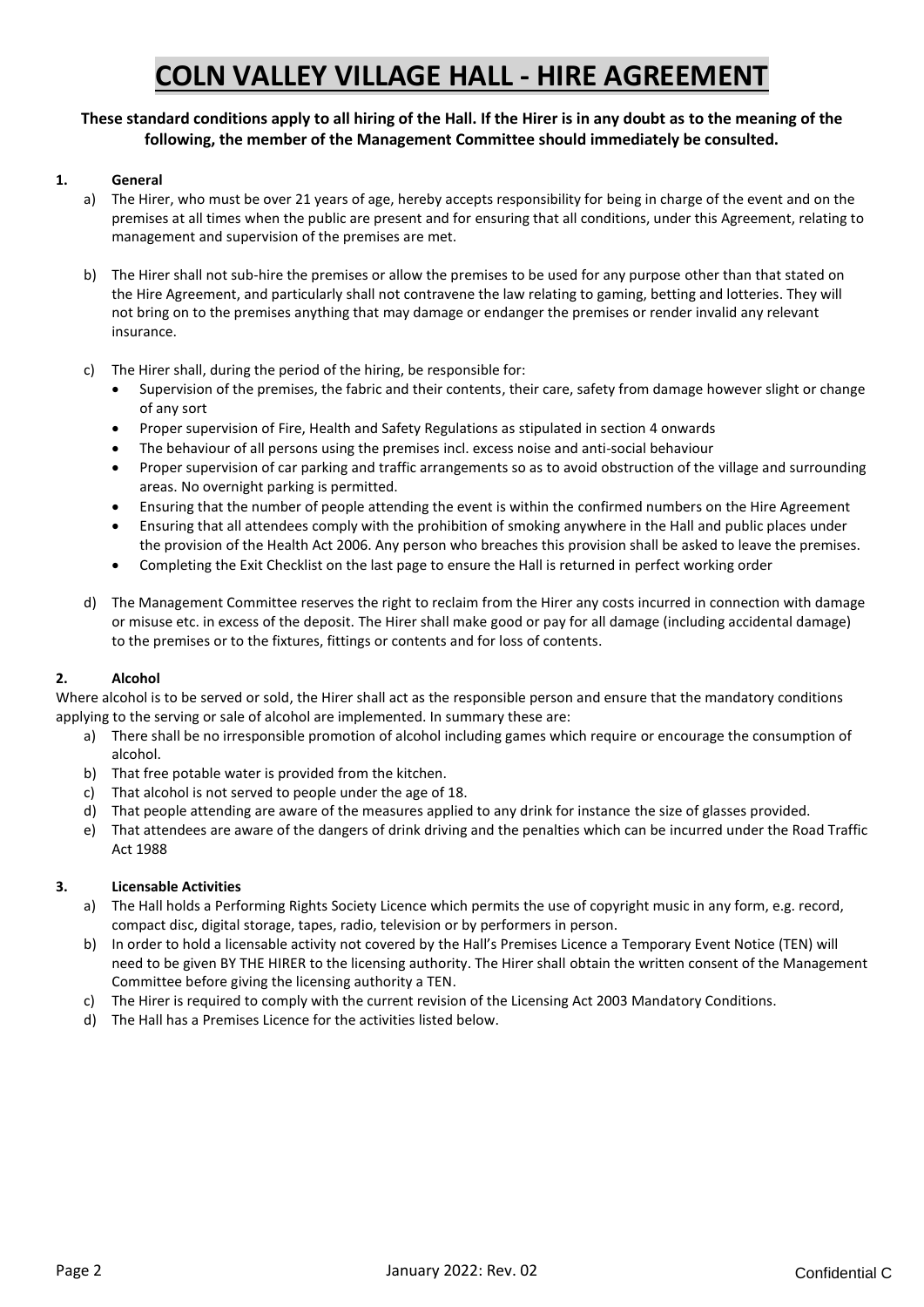# COLN VALLEY VILLAGE HALL - HIRE AGREEMENT

**These standard conditions apply to all hiring of the Hall. If the Hirer is in any doubt as to the meaning of the following, the member of the Management Committee should immediately be consulted.**

**1. General**

a) The Hirer, who must be over 21 years of age, hereby accepts responsibility for being in charge of the event and on the premises at all times when the public are present and for ensuring that all conditions, under this Agreement, relating to management and supervision of the premises are met.

b) The Hirer shall not sub-hire the premises or allow the premises to be used for any purpose other than that stated on the Hire Agreement, and particularly shall not contravene the law relating to gaming, betting and lotteries. They will not bring on to the premises anything that may damage or endanger the premises or render invalid any relevant insurance.

c) The Hirer shall, during the period of the hiring, be responsible for:
- Supervision of the premises, the fabric and their contents, their care, safety from damage however slight or change of any sort
- Proper supervision of Fire, Health and Safety Regulations as stipulated in section 4 onwards
- The behaviour of all persons using the premises incl. excess noise and anti-social behaviour
- Proper supervision of car parking and traffic arrangements so as to avoid obstruction of the village and surrounding areas. No overnight parking is permitted.
- Ensuring that the number of people attending the event is within the confirmed numbers on the Hire Agreement
- Ensuring that all attendees comply with the prohibition of smoking anywhere in the Hall and public places under the provision of the Health Act 2006. Any person who breaches this provision shall be asked to leave the premises.
- Completing the Exit Checklist on the last page to ensure the Hall is returned in perfect working order

d) The Management Committee reserves the right to reclaim from the Hirer any costs incurred in connection with damage or misuse etc. in excess of the deposit. The Hirer shall make good or pay for all damage (including accidental damage) to the premises or to the fixtures, fittings or contents and for loss of contents.

**2. Alcohol**

Where alcohol is to be served or sold, the Hirer shall act as the responsible person and ensure that the mandatory conditions applying to the serving or sale of alcohol are implemented. In summary these are:

a) There shall be no irresponsible promotion of alcohol including games which require or encourage the consumption of alcohol.
b) That free potable water is provided from the kitchen.
c) That alcohol is not served to people under the age of 18.
d) That people attending are aware of the measures applied to any drink for instance the size of glasses provided.
e) That attendees are aware of the dangers of drink driving and the penalties which can be incurred under the Road Traffic Act 1988

**3. Licensable Activities**

a) The Hall holds a Performing Rights Society Licence which permits the use of copyright music in any form, e.g. record, compact disc, digital storage, tapes, radio, television or by performers in person.
b) In order to hold a licensable activity not covered by the Hall's Premises Licence a Temporary Event Notice (TEN) will need to be given BY THE HIRER to the licensing authority. The Hirer shall obtain the written consent of the Management Committee before giving the licensing authority a TEN.
c) The Hirer is required to comply with the current revision of the Licensing Act 2003 Mandatory Conditions.
d) The Hall has a Premises Licence for the activities listed below.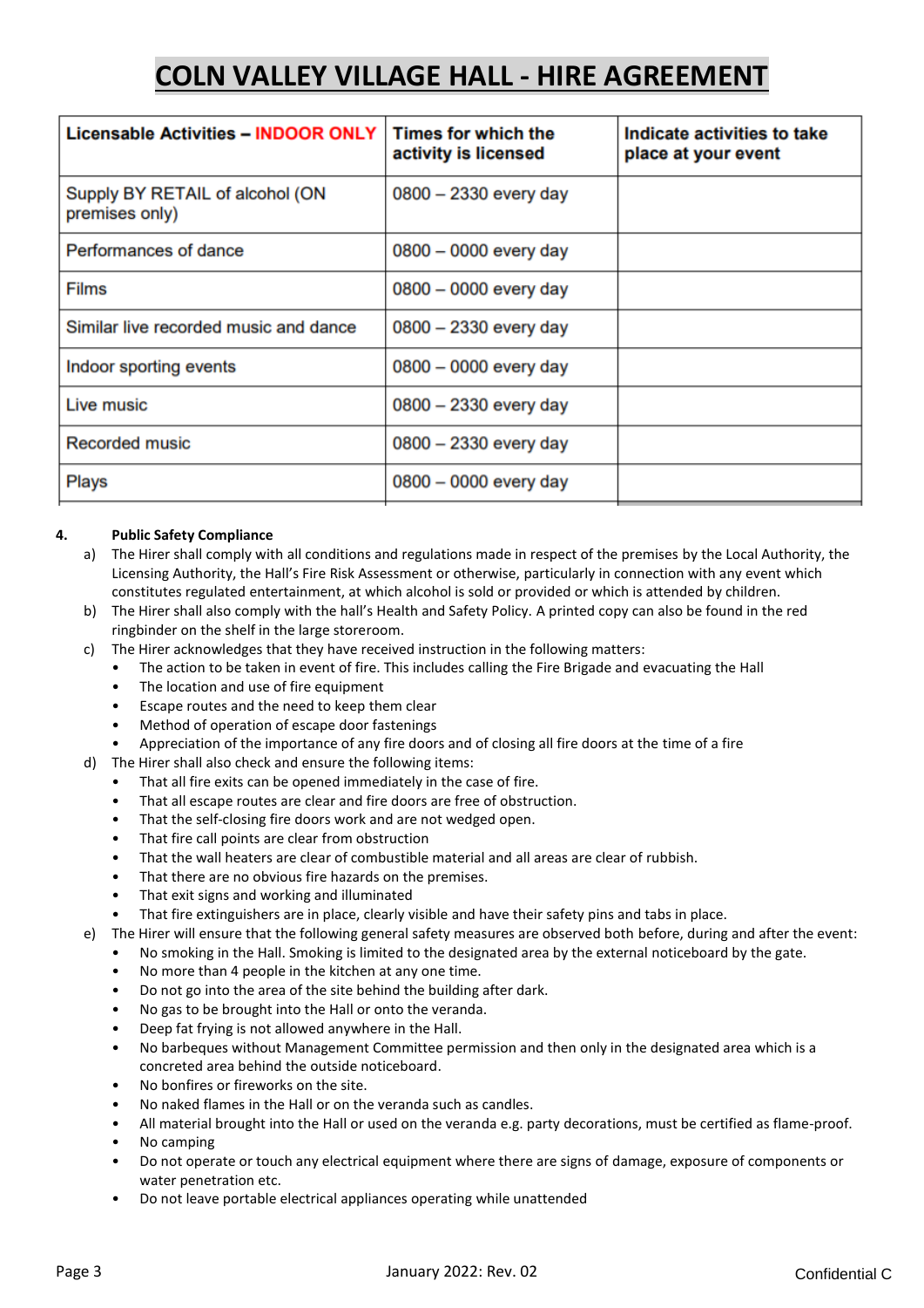# COLN VALLEY VILLAGE HALL - HIRE AGREEMENT

| Licensable Activities – INDOOR ONLY | Times for which the activity is licensed | Indicate activities to take place at your event |
|---|---|---|
| Supply BY RETAIL of alcohol (ON premises only) | 0800 – 2330 every day | |
| Performances of dance | 0800 – 0000 every day | |
| Films | 0800 – 0000 every day | |
| Similar live recorded music and dance | 0800 – 2330 every day | |
| Indoor sporting events | 0800 – 0000 every day | |
| Live music | 0800 – 2330 every day | |
| Recorded music | 0800 – 2330 every day | |
| Plays | 0800 – 0000 every day | |

**4. Public Safety Compliance**

a) The Hirer shall comply with all conditions and regulations made in respect of the premises by the Local Authority, the Licensing Authority, the Hall's Fire Risk Assessment or otherwise, particularly in connection with any event which constitutes regulated entertainment, at which alcohol is sold or provided or which is attended by children.

b) The Hirer shall also comply with the hall's Health and Safety Policy. A printed copy can also be found in the red ringbinder on the shelf in the large storeroom.

c) The Hirer acknowledges that they have received instruction in the following matters:
- The action to be taken in event of fire. This includes calling the Fire Brigade and evacuating the Hall
- The location and use of fire equipment
- Escape routes and the need to keep them clear
- Method of operation of escape door fastenings
- Appreciation of the importance of any fire doors and of closing all fire doors at the time of a fire

d) The Hirer shall also check and ensure the following items:
- That all fire exits can be opened immediately in the case of fire.
- That all escape routes are clear and fire doors are free of obstruction.
- That the self-closing fire doors work and are not wedged open.
- That fire call points are clear from obstruction
- That the wall heaters are clear of combustible material and all areas are clear of rubbish.
- That there are no obvious fire hazards on the premises.
- That exit signs and working and illuminated
- That fire extinguishers are in place, clearly visible and have their safety pins and tabs in place.

e) The Hirer will ensure that the following general safety measures are observed both before, during and after the event:
- No smoking in the Hall. Smoking is limited to the designated area by the external noticeboard by the gate.
- No more than 4 people in the kitchen at any one time.
- Do not go into the area of the site behind the building after dark.
- No gas to be brought into the Hall or onto the veranda.
- Deep fat frying is not allowed anywhere in the Hall.
- No barbeques without Management Committee permission and then only in the designated area which is a concreted area behind the outside noticeboard.
- No bonfires or fireworks on the site.
- No naked flames in the Hall or on the veranda such as candles.
- All material brought into the Hall or used on the veranda e.g. party decorations, must be certified as flame-proof.
- No camping
- Do not operate or touch any electrical equipment where there are signs of damage, exposure of components or water penetration etc.
- Do not leave portable electrical appliances operating while unattended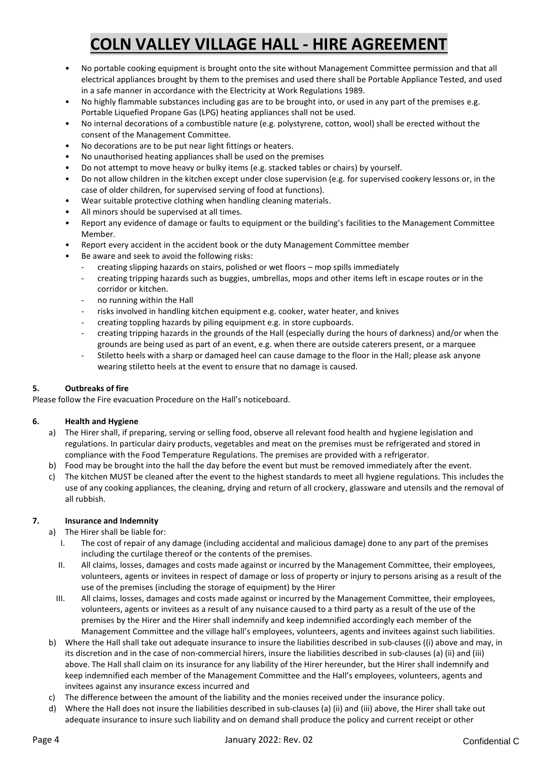# COLN VALLEY VILLAGE HALL - HIRE AGREEMENT

- No portable cooking equipment is brought onto the site without Management Committee permission and that all electrical appliances brought by them to the premises and used there shall be Portable Appliance Tested, and used in a safe manner in accordance with the Electricity at Work Regulations 1989.
- No highly flammable substances including gas are to be brought into, or used in any part of the premises e.g. Portable Liquefied Propane Gas (LPG) heating appliances shall not be used.
- No internal decorations of a combustible nature (e.g. polystyrene, cotton, wool) shall be erected without the consent of the Management Committee.
- No decorations are to be put near light fittings or heaters.
- No unauthorised heating appliances shall be used on the premises
- Do not attempt to move heavy or bulky items (e.g. stacked tables or chairs) by yourself.
- Do not allow children in the kitchen except under close supervision (e.g. for supervised cookery lessons or, in the case of older children, for supervised serving of food at functions).
- Wear suitable protective clothing when handling cleaning materials.
- All minors should be supervised at all times.
- Report any evidence of damage or faults to equipment or the building's facilities to the Management Committee Member.
- Report every accident in the accident book or the duty Management Committee member
- Be aware and seek to avoid the following risks:
  - creating slipping hazards on stairs, polished or wet floors – mop spills immediately
  - creating tripping hazards such as buggies, umbrellas, mops and other items left in escape routes or in the corridor or kitchen.
  - no running within the Hall
  - risks involved in handling kitchen equipment e.g. cooker, water heater, and knives
  - creating toppling hazards by piling equipment e.g. in store cupboards.
  - creating tripping hazards in the grounds of the Hall (especially during the hours of darkness) and/or when the grounds are being used as part of an event, e.g. when there are outside caterers present, or a marquee
  - Stiletto heels with a sharp or damaged heel can cause damage to the floor in the Hall; please ask anyone wearing stiletto heels at the event to ensure that no damage is caused.

**5. Outbreaks of fire**

Please follow the Fire evacuation Procedure on the Hall's noticeboard.

**6. Health and Hygiene**

a) The Hirer shall, if preparing, serving or selling food, observe all relevant food health and hygiene legislation and regulations. In particular dairy products, vegetables and meat on the premises must be refrigerated and stored in compliance with the Food Temperature Regulations. The premises are provided with a refrigerator.
b) Food may be brought into the hall the day before the event but must be removed immediately after the event.
c) The kitchen MUST be cleaned after the event to the highest standards to meet all hygiene regulations. This includes the use of any cooking appliances, the cleaning, drying and return of all crockery, glassware and utensils and the removal of all rubbish.

**7. Insurance and Indemnity**

a) The Hirer shall be liable for:
   I. The cost of repair of any damage (including accidental and malicious damage) done to any part of the premises including the curtilage thereof or the contents of the premises.
   II. All claims, losses, damages and costs made against or incurred by the Management Committee, their employees, volunteers, agents or invitees in respect of damage or loss of property or injury to persons arising as a result of the use of the premises (including the storage of equipment) by the Hirer
   III. All claims, losses, damages and costs made against or incurred by the Management Committee, their employees, volunteers, agents or invitees as a result of any nuisance caused to a third party as a result of the use of the premises by the Hirer and the Hirer shall indemnify and keep indemnified accordingly each member of the Management Committee and the village hall's employees, volunteers, agents and invitees against such liabilities.
b) Where the Hall shall take out adequate insurance to insure the liabilities described in sub-clauses ((i) above and may, in its discretion and in the case of non-commercial hirers, insure the liabilities described in sub-clauses (a) (ii) and (iii) above. The Hall shall claim on its insurance for any liability of the Hirer hereunder, but the Hirer shall indemnify and keep indemnified each member of the Management Committee and the Hall's employees, volunteers, agents and invitees against any insurance excess incurred and
c) The difference between the amount of the liability and the monies received under the insurance policy.
d) Where the Hall does not insure the liabilities described in sub-clauses (a) (ii) and (iii) above, the Hirer shall take out adequate insurance to insure such liability and on demand shall produce the policy and current receipt or other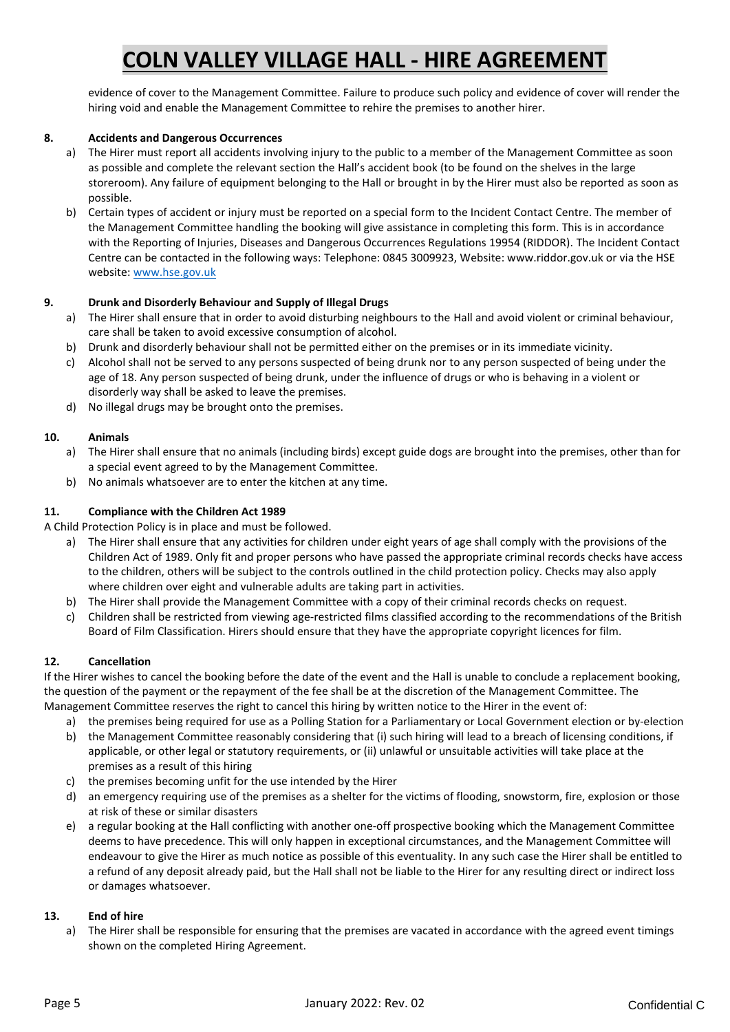evidence of cover to the Management Committee. Failure to produce such policy and evidence of cover will render the hiring void and enable the Management Committee to rehire the premises to another hirer.

**8. Accidents and Dangerous Occurrences**

a) The Hirer must report all accidents involving injury to the public to a member of the Management Committee as soon as possible and complete the relevant section the Hall's accident book (to be found on the shelves in the large storeroom). Any failure of equipment belonging to the Hall or brought in by the Hirer must also be reported as soon as possible.

b) Certain types of accident or injury must be reported on a special form to the Incident Contact Centre. The member of the Management Committee handling the booking will give assistance in completing this form. This is in accordance with the Reporting of Injuries, Diseases and Dangerous Occurrences Regulations 19954 (RIDDOR). The Incident Contact Centre can be contacted in the following ways: Telephone: 0845 3009923, Website: www.riddor.gov.uk or via the HSE website: www.hse.gov.uk

**9. Drunk and Disorderly Behaviour and Supply of Illegal Drugs**

a) The Hirer shall ensure that in order to avoid disturbing neighbours to the Hall and avoid violent or criminal behaviour, care shall be taken to avoid excessive consumption of alcohol.

b) Drunk and disorderly behaviour shall not be permitted either on the premises or in its immediate vicinity.

c) Alcohol shall not be served to any persons suspected of being drunk nor to any person suspected of being under the age of 18. Any person suspected of being drunk, under the influence of drugs or who is behaving in a violent or disorderly way shall be asked to leave the premises.

d) No illegal drugs may be brought onto the premises.

**10. Animals**

a) The Hirer shall ensure that no animals (including birds) except guide dogs are brought into the premises, other than for a special event agreed to by the Management Committee.

b) No animals whatsoever are to enter the kitchen at any time.

**11. Compliance with the Children Act 1989**

A Child Protection Policy is in place and must be followed.

a) The Hirer shall ensure that any activities for children under eight years of age shall comply with the provisions of the Children Act of 1989. Only fit and proper persons who have passed the appropriate criminal records checks have access to the children, others will be subject to the controls outlined in the child protection policy. Checks may also apply where children over eight and vulnerable adults are taking part in activities.

b) The Hirer shall provide the Management Committee with a copy of their criminal records checks on request.

c) Children shall be restricted from viewing age-restricted films classified according to the recommendations of the British Board of Film Classification. Hirers should ensure that they have the appropriate copyright licences for film.

**12. Cancellation**

If the Hirer wishes to cancel the booking before the date of the event and the Hall is unable to conclude a replacement booking, the question of the payment or the repayment of the fee shall be at the discretion of the Management Committee. The Management Committee reserves the right to cancel this hiring by written notice to the Hirer in the event of:

a) the premises being required for use as a Polling Station for a Parliamentary or Local Government election or by-election

b) the Management Committee reasonably considering that (i) such hiring will lead to a breach of licensing conditions, if applicable, or other legal or statutory requirements, or (ii) unlawful or unsuitable activities will take place at the premises as a result of this hiring

c) the premises becoming unfit for the use intended by the Hirer

d) an emergency requiring use of the premises as a shelter for the victims of flooding, snowstorm, fire, explosion or those at risk of these or similar disasters

e) a regular booking at the Hall conflicting with another one-off prospective booking which the Management Committee deems to have precedence. This will only happen in exceptional circumstances, and the Management Committee will endeavour to give the Hirer as much notice as possible of this eventuality. In any such case the Hirer shall be entitled to a refund of any deposit already paid, but the Hall shall not be liable to the Hirer for any resulting direct or indirect loss or damages whatsoever.

**13. End of hire**

a) The Hirer shall be responsible for ensuring that the premises are vacated in accordance with the agreed event timings shown on the completed Hiring Agreement.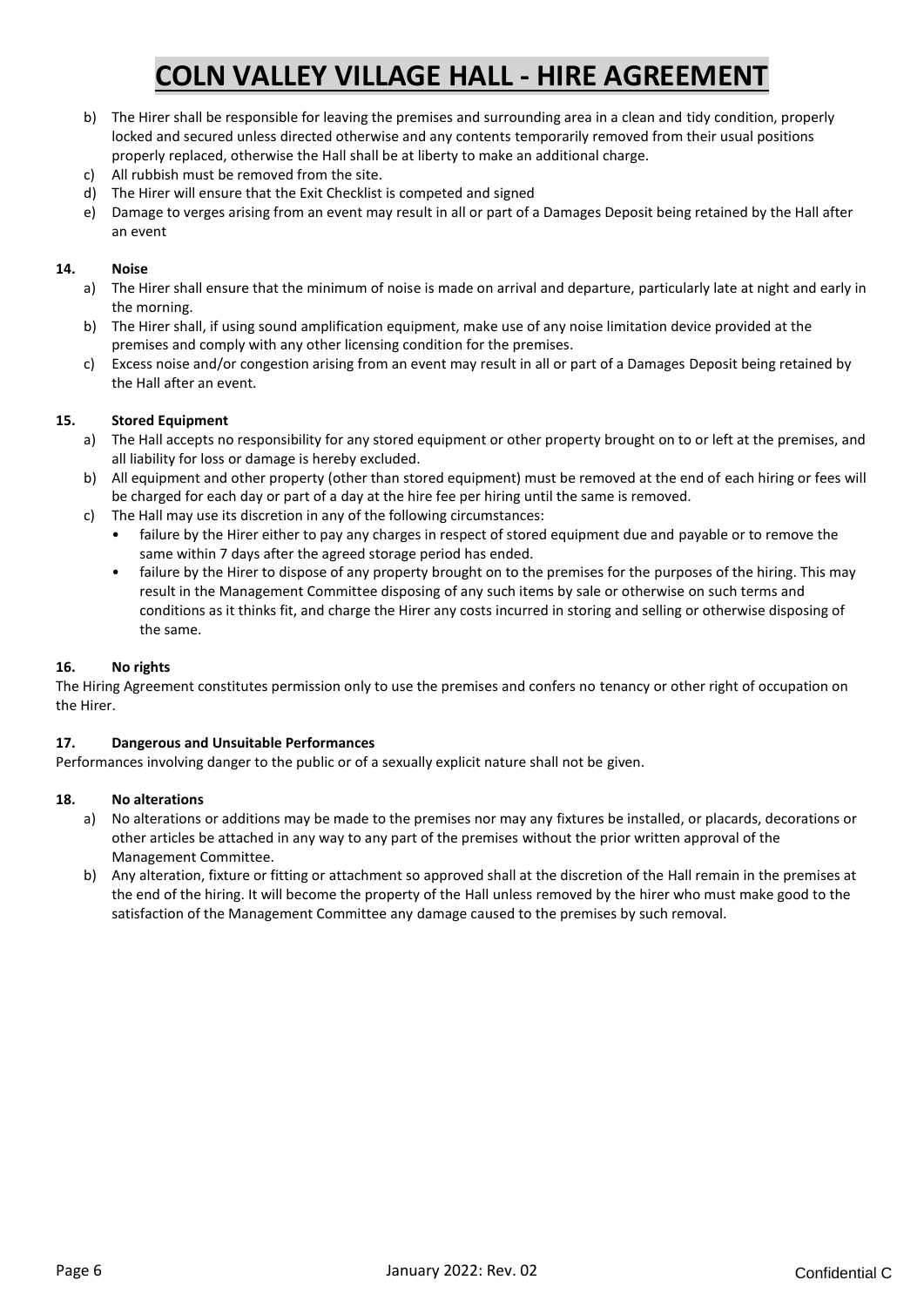# COLN VALLEY VILLAGE HALL - HIRE AGREEMENT

b) The Hirer shall be responsible for leaving the premises and surrounding area in a clean and tidy condition, properly locked and secured unless directed otherwise and any contents temporarily removed from their usual positions properly replaced, otherwise the Hall shall be at liberty to make an additional charge.

c) All rubbish must be removed from the site.

d) The Hirer will ensure that the Exit Checklist is competed and signed

e) Damage to verges arising from an event may result in all or part of a Damages Deposit being retained by the Hall after an event

**14. Noise**

a) The Hirer shall ensure that the minimum of noise is made on arrival and departure, particularly late at night and early in the morning.

b) The Hirer shall, if using sound amplification equipment, make use of any noise limitation device provided at the premises and comply with any other licensing condition for the premises.

c) Excess noise and/or congestion arising from an event may result in all or part of a Damages Deposit being retained by the Hall after an event.

**15. Stored Equipment**

a) The Hall accepts no responsibility for any stored equipment or other property brought on to or left at the premises, and all liability for loss or damage is hereby excluded.

b) All equipment and other property (other than stored equipment) must be removed at the end of each hiring or fees will be charged for each day or part of a day at the hire fee per hiring until the same is removed.

c) The Hall may use its discretion in any of the following circumstances:

- failure by the Hirer either to pay any charges in respect of stored equipment due and payable or to remove the same within 7 days after the agreed storage period has ended.
- failure by the Hirer to dispose of any property brought on to the premises for the purposes of the hiring. This may result in the Management Committee disposing of any such items by sale or otherwise on such terms and conditions as it thinks fit, and charge the Hirer any costs incurred in storing and selling or otherwise disposing of the same.

**16. No rights**

The Hiring Agreement constitutes permission only to use the premises and confers no tenancy or other right of occupation on the Hirer.

**17. Dangerous and Unsuitable Performances**

Performances involving danger to the public or of a sexually explicit nature shall not be given.

**18. No alterations**

a) No alterations or additions may be made to the premises nor may any fixtures be installed, or placards, decorations or other articles be attached in any way to any part of the premises without the prior written approval of the Management Committee.

b) Any alteration, fixture or fitting or attachment so approved shall at the discretion of the Hall remain in the premises at the end of the hiring. It will become the property of the Hall unless removed by the hirer who must make good to the satisfaction of the Management Committee any damage caused to the premises by such removal.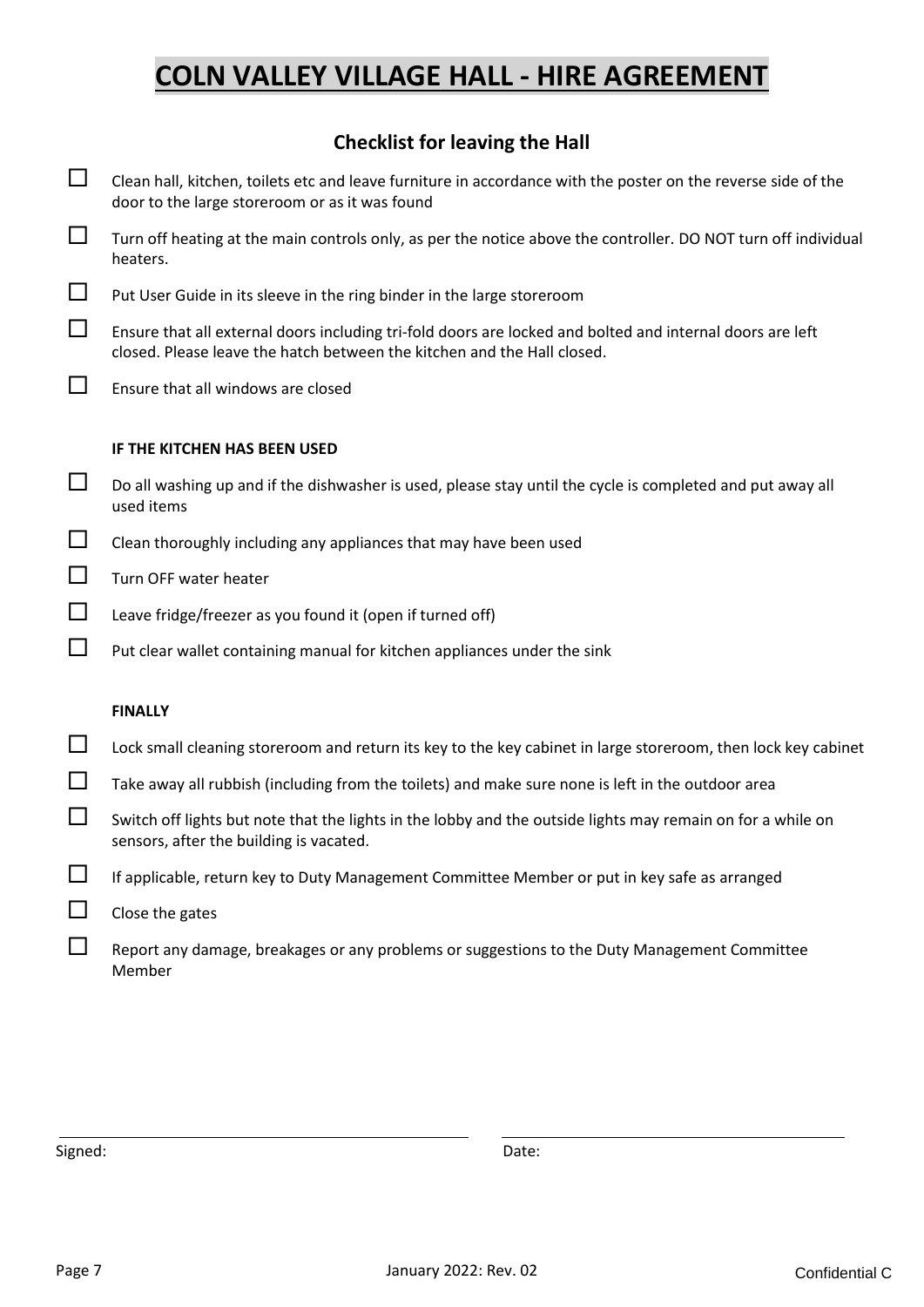# COLN VALLEY VILLAGE HALL - HIRE AGREEMENT

## Checklist for leaving the Hall

- ☐ Clean hall, kitchen, toilets etc and leave furniture in accordance with the poster on the reverse side of the door to the large storeroom or as it was found
- ☐ Turn off heating at the main controls only, as per the notice above the controller. DO NOT turn off individual heaters.
- ☐ Put User Guide in its sleeve in the ring binder in the large storeroom
- ☐ Ensure that all external doors including tri-fold doors are locked and bolted and internal doors are left closed. Please leave the hatch between the kitchen and the Hall closed.
- ☐ Ensure that all windows are closed

**IF THE KITCHEN HAS BEEN USED**

- ☐ Do all washing up and if the dishwasher is used, please stay until the cycle is completed and put away all used items
- ☐ Clean thoroughly including any appliances that may have been used
- ☐ Turn OFF water heater
- ☐ Leave fridge/freezer as you found it (open if turned off)
- ☐ Put clear wallet containing manual for kitchen appliances under the sink

**FINALLY**

- ☐ Lock small cleaning storeroom and return its key to the key cabinet in large storeroom, then lock key cabinet
- ☐ Take away all rubbish (including from the toilets) and make sure none is left in the outdoor area
- ☐ Switch off lights but note that the lights in the lobby and the outside lights may remain on for a while on sensors, after the building is vacated.
- ☐ If applicable, return key to Duty Management Committee Member or put in key safe as arranged
- ☐ Close the gates
- ☐ Report any damage, breakages or any problems or suggestions to the Duty Management Committee Member

Signed: ______________________________ Date: ______________________________

January 2022: Rev. 02

Confidential C